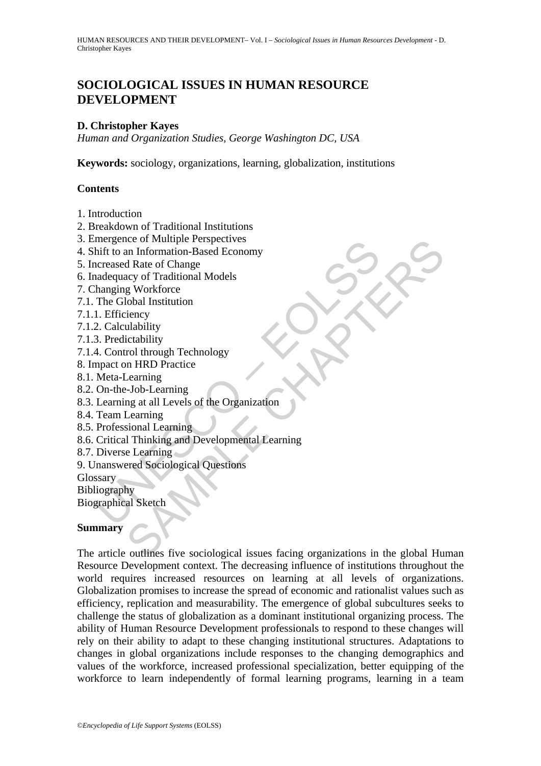# SOCIOLOGICAL ISSUES IN HUMAN RESOURCE DEVELOPMENT

**D. Christopher Kayes**

*Human and Organization Studies, George Washington DC, USA*

**Keywords:** sociology, organizations, learning, globalization, institutions

## Contents

1. Introduction
2. Breakdown of Traditional Institutions
3. Emergence of Multiple Perspectives
4. Shift to an Information-Based Economy
5. Increased Rate of Change
6. Inadequacy of Traditional Models
7. Changing Workforce
7.1. The Global Institution
7.1.1. Efficiency
7.1.2. Calculability
7.1.3. Predictability
7.1.4. Control through Technology
8. Impact on HRD Practice
8.1. Meta-Learning
8.2. On-the-Job-Learning
8.3. Learning at all Levels of the Organization
8.4. Team Learning
8.5. Professional Learning
8.6. Critical Thinking and Developmental Learning
8.7. Diverse Learning
9. Unanswered Sociological Questions

Glossary

Bibliography

Biographical Sketch

## Summary

The article outlines five sociological issues facing organizations in the global Human Resource Development context. The decreasing influence of institutions throughout the world requires increased resources on learning at all levels of organizations. Globalization promises to increase the spread of economic and rationalist values such as efficiency, replication and measurability. The emergence of global subcultures seeks to challenge the status of globalization as a dominant institutional organizing process. The ability of Human Resource Development professionals to respond to these changes will rely on their ability to adapt to these changing institutional structures. Adaptations to changes in global organizations include responses to the changing demographics and values of the workforce, increased professional specialization, better equipping of the workforce to learn independently of formal learning programs, learning in a team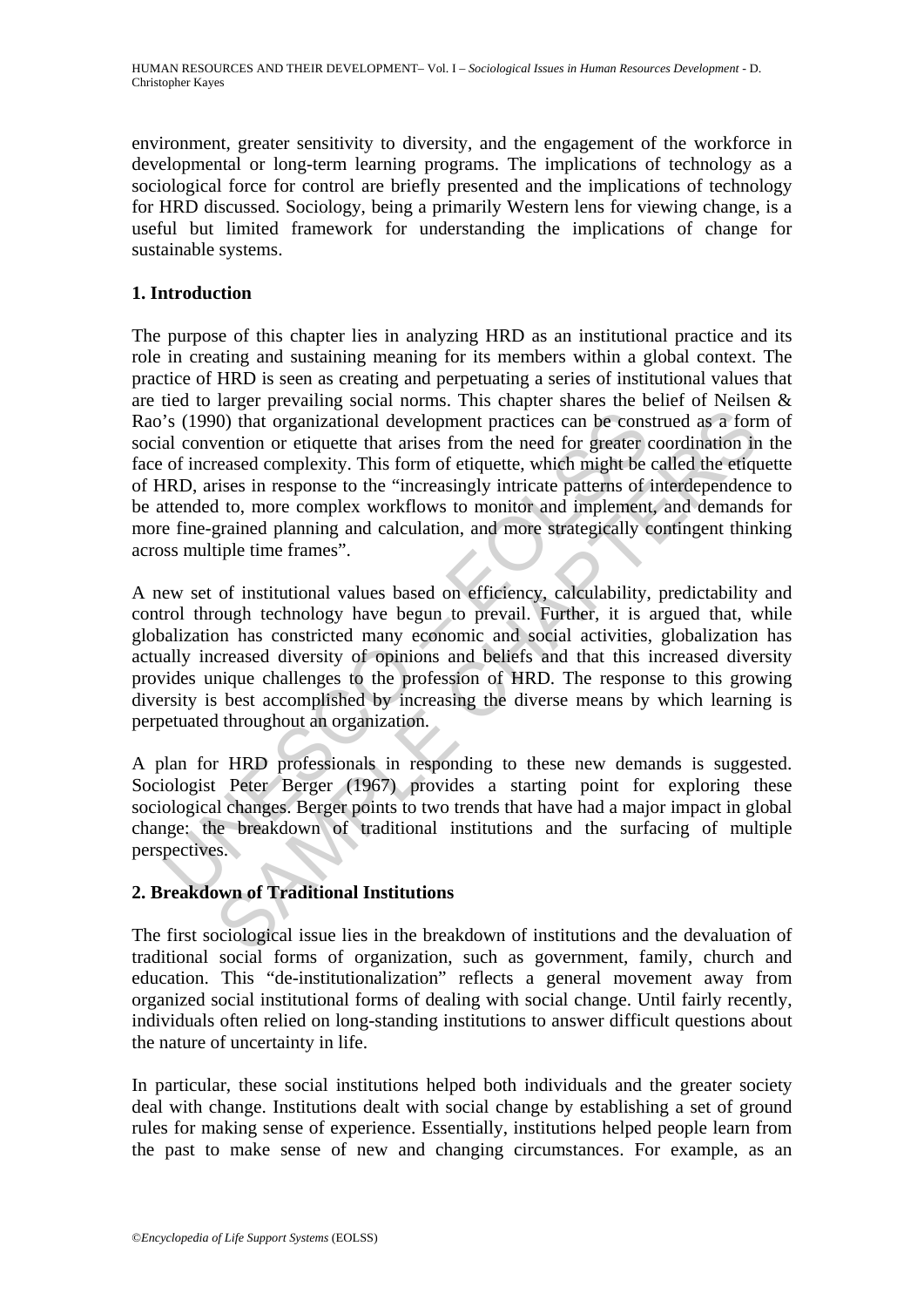environment, greater sensitivity to diversity, and the engagement of the workforce in developmental or long-term learning programs. The implications of technology as a sociological force for control are briefly presented and the implications of technology for HRD discussed. Sociology, being a primarily Western lens for viewing change, is a useful but limited framework for understanding the implications of change for sustainable systems.

## 1. Introduction

The purpose of this chapter lies in analyzing HRD as an institutional practice and its role in creating and sustaining meaning for its members within a global context. The practice of HRD is seen as creating and perpetuating a series of institutional values that are tied to larger prevailing social norms. This chapter shares the belief of Neilsen & Rao's (1990) that organizational development practices can be construed as a form of social convention or etiquette that arises from the need for greater coordination in the face of increased complexity. This form of etiquette, which might be called the etiquette of HRD, arises in response to the "increasingly intricate patterns of interdependence to be attended to, more complex workflows to monitor and implement, and demands for more fine-grained planning and calculation, and more strategically contingent thinking across multiple time frames".

A new set of institutional values based on efficiency, calculability, predictability and control through technology have begun to prevail. Further, it is argued that, while globalization has constricted many economic and social activities, globalization has actually increased diversity of opinions and beliefs and that this increased diversity provides unique challenges to the profession of HRD. The response to this growing diversity is best accomplished by increasing the diverse means by which learning is perpetuated throughout an organization.

A plan for HRD professionals in responding to these new demands is suggested. Sociologist Peter Berger (1967) provides a starting point for exploring these sociological changes. Berger points to two trends that have had a major impact in global change: the breakdown of traditional institutions and the surfacing of multiple perspectives.

## 2. Breakdown of Traditional Institutions

The first sociological issue lies in the breakdown of institutions and the devaluation of traditional social forms of organization, such as government, family, church and education. This "de-institutionalization" reflects a general movement away from organized social institutional forms of dealing with social change. Until fairly recently, individuals often relied on long-standing institutions to answer difficult questions about the nature of uncertainty in life.

In particular, these social institutions helped both individuals and the greater society deal with change. Institutions dealt with social change by establishing a set of ground rules for making sense of experience. Essentially, institutions helped people learn from the past to make sense of new and changing circumstances. For example, as an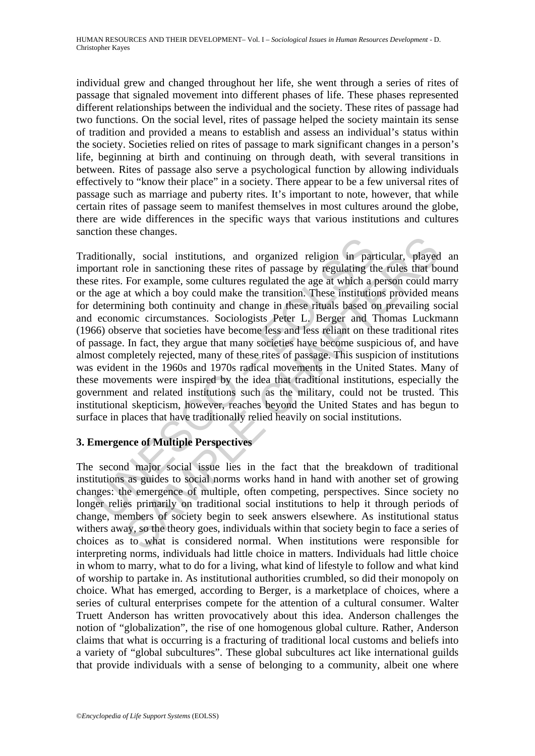individual grew and changed throughout her life, she went through a series of rites of passage that signaled movement into different phases of life. These phases represented different relationships between the individual and the society. These rites of passage had two functions. On the social level, rites of passage helped the society maintain its sense of tradition and provided a means to establish and assess an individual's status within the society. Societies relied on rites of passage to mark significant changes in a person's life, beginning at birth and continuing on through death, with several transitions in between. Rites of passage also serve a psychological function by allowing individuals effectively to "know their place" in a society. There appear to be a few universal rites of passage such as marriage and puberty rites. It's important to note, however, that while certain rites of passage seem to manifest themselves in most cultures around the globe, there are wide differences in the specific ways that various institutions and cultures sanction these changes.

Traditionally, social institutions, and organized religion in particular, played an important role in sanctioning these rites of passage by regulating the rules that bound these rites. For example, some cultures regulated the age at which a person could marry or the age at which a boy could make the transition. These institutions provided means for determining both continuity and change in these rituals based on prevailing social and economic circumstances. Sociologists Peter L. Berger and Thomas Luckmann (1966) observe that societies have become less and less reliant on these traditional rites of passage. In fact, they argue that many societies have become suspicious of, and have almost completely rejected, many of these rites of passage. This suspicion of institutions was evident in the 1960s and 1970s radical movements in the United States. Many of these movements were inspired by the idea that traditional institutions, especially the government and related institutions such as the military, could not be trusted. This institutional skepticism, however, reaches beyond the United States and has begun to surface in places that have traditionally relied heavily on social institutions.

## 3. Emergence of Multiple Perspectives

The second major social issue lies in the fact that the breakdown of traditional institutions as guides to social norms works hand in hand with another set of growing changes: the emergence of multiple, often competing, perspectives. Since society no longer relies primarily on traditional social institutions to help it through periods of change, members of society begin to seek answers elsewhere. As institutional status withers away, so the theory goes, individuals within that society begin to face a series of choices as to what is considered normal. When institutions were responsible for interpreting norms, individuals had little choice in matters. Individuals had little choice in whom to marry, what to do for a living, what kind of lifestyle to follow and what kind of worship to partake in. As institutional authorities crumbled, so did their monopoly on choice. What has emerged, according to Berger, is a marketplace of choices, where a series of cultural enterprises compete for the attention of a cultural consumer. Walter Truett Anderson has written provocatively about this idea. Anderson challenges the notion of "globalization", the rise of one homogenous global culture. Rather, Anderson claims that what is occurring is a fracturing of traditional local customs and beliefs into a variety of "global subcultures". These global subcultures act like international guilds that provide individuals with a sense of belonging to a community, albeit one where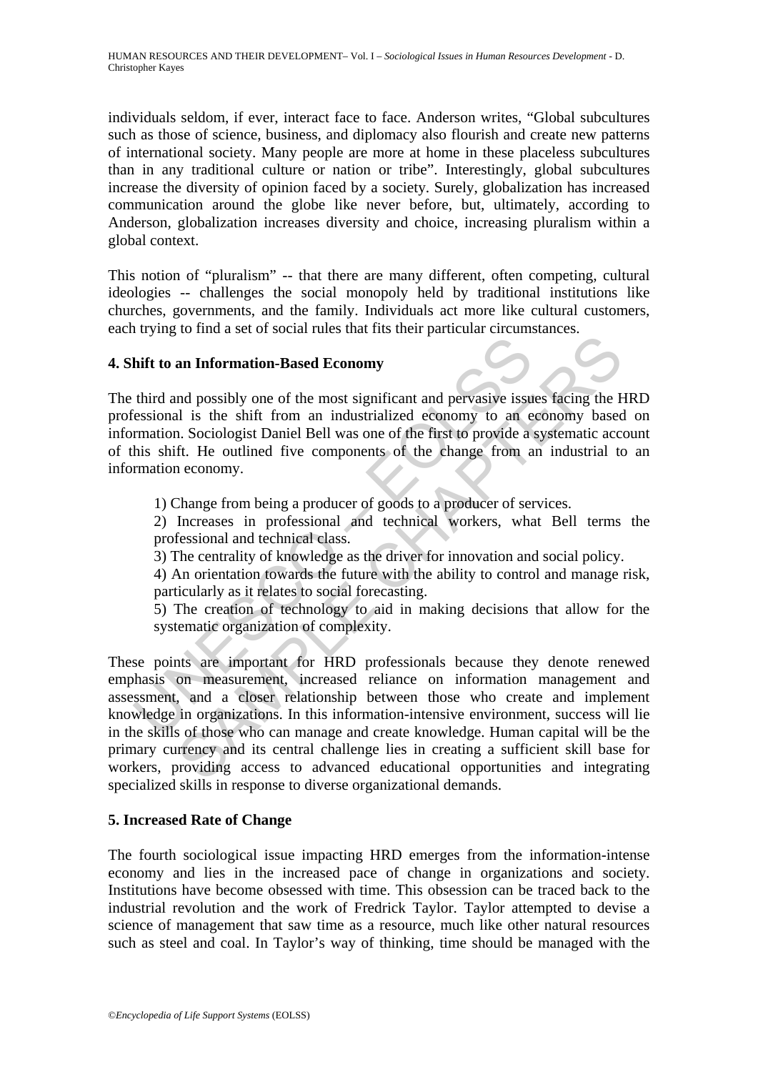individuals seldom, if ever, interact face to face. Anderson writes, "Global subcultures such as those of science, business, and diplomacy also flourish and create new patterns of international society. Many people are more at home in these placeless subcultures than in any traditional culture or nation or tribe". Interestingly, global subcultures increase the diversity of opinion faced by a society. Surely, globalization has increased communication around the globe like never before, but, ultimately, according to Anderson, globalization increases diversity and choice, increasing pluralism within a global context.

This notion of "pluralism" -- that there are many different, often competing, cultural ideologies -- challenges the social monopoly held by traditional institutions like churches, governments, and the family. Individuals act more like cultural customers, each trying to find a set of social rules that fits their particular circumstances.

## 4. Shift to an Information-Based Economy

The third and possibly one of the most significant and pervasive issues facing the HRD professional is the shift from an industrialized economy to an economy based on information. Sociologist Daniel Bell was one of the first to provide a systematic account of this shift. He outlined five components of the change from an industrial to an information economy.

1) Change from being a producer of goods to a producer of services.

2) Increases in professional and technical workers, what Bell terms the professional and technical class.

3) The centrality of knowledge as the driver for innovation and social policy.

4) An orientation towards the future with the ability to control and manage risk, particularly as it relates to social forecasting.

5) The creation of technology to aid in making decisions that allow for the systematic organization of complexity.

These points are important for HRD professionals because they denote renewed emphasis on measurement, increased reliance on information management and assessment, and a closer relationship between those who create and implement knowledge in organizations. In this information-intensive environment, success will lie in the skills of those who can manage and create knowledge. Human capital will be the primary currency and its central challenge lies in creating a sufficient skill base for workers, providing access to advanced educational opportunities and integrating specialized skills in response to diverse organizational demands.

## 5. Increased Rate of Change

The fourth sociological issue impacting HRD emerges from the information-intense economy and lies in the increased pace of change in organizations and society. Institutions have become obsessed with time. This obsession can be traced back to the industrial revolution and the work of Fredrick Taylor. Taylor attempted to devise a science of management that saw time as a resource, much like other natural resources such as steel and coal. In Taylor's way of thinking, time should be managed with the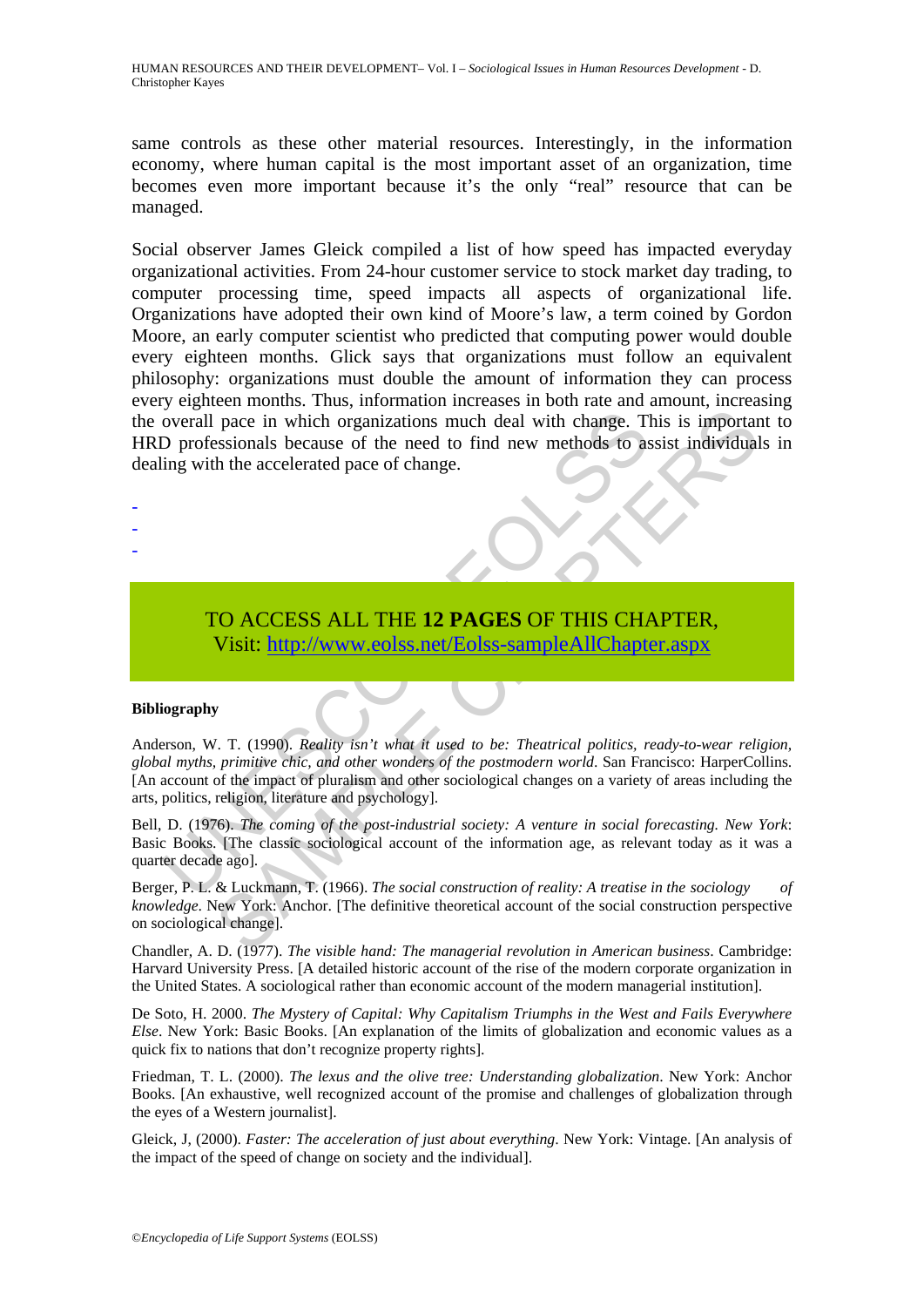same controls as these other material resources. Interestingly, in the information economy, where human capital is the most important asset of an organization, time becomes even more important because it's the only "real" resource that can be managed.

Social observer James Gleick compiled a list of how speed has impacted everyday organizational activities. From 24-hour customer service to stock market day trading, to computer processing time, speed impacts all aspects of organizational life. Organizations have adopted their own kind of Moore's law, a term coined by Gordon Moore, an early computer scientist who predicted that computing power would double every eighteen months. Glick says that organizations must follow an equivalent philosophy: organizations must double the amount of information they can process every eighteen months. Thus, information increases in both rate and amount, increasing the overall pace in which organizations much deal with change. This is important to HRD professionals because of the need to find new methods to assist individuals in dealing with the accelerated pace of change.

-
-
-

TO ACCESS ALL THE **12 PAGES** OF THIS CHAPTER,
Visit: http://www.eolss.net/Eolss-sampleAllChapter.aspx

**Bibliography**

Anderson, W. T. (1990). *Reality isn't what it used to be: Theatrical politics, ready-to-wear religion, global myths, primitive chic, and other wonders of the postmodern world*. San Francisco: HarperCollins. [An account of the impact of pluralism and other sociological changes on a variety of areas including the arts, politics, religion, literature and psychology].

Bell, D. (1976). *The coming of the post-industrial society: A venture in social forecasting. New York*: Basic Books. [The classic sociological account of the information age, as relevant today as it was a quarter decade ago].

Berger, P. L. & Luckmann, T. (1966). *The social construction of reality: A treatise in the sociology of knowledge*. New York: Anchor. [The definitive theoretical account of the social construction perspective on sociological change].

Chandler, A. D. (1977). *The visible hand: The managerial revolution in American business*. Cambridge: Harvard University Press. [A detailed historic account of the rise of the modern corporate organization in the United States. A sociological rather than economic account of the modern managerial institution].

De Soto, H. 2000. *The Mystery of Capital: Why Capitalism Triumphs in the West and Fails Everywhere Else*. New York: Basic Books. [An explanation of the limits of globalization and economic values as a quick fix to nations that don't recognize property rights].

Friedman, T. L. (2000). *The lexus and the olive tree: Understanding globalization*. New York: Anchor Books. [An exhaustive, well recognized account of the promise and challenges of globalization through the eyes of a Western journalist].

Gleick, J, (2000). *Faster: The acceleration of just about everything*. New York: Vintage. [An analysis of the impact of the speed of change on society and the individual].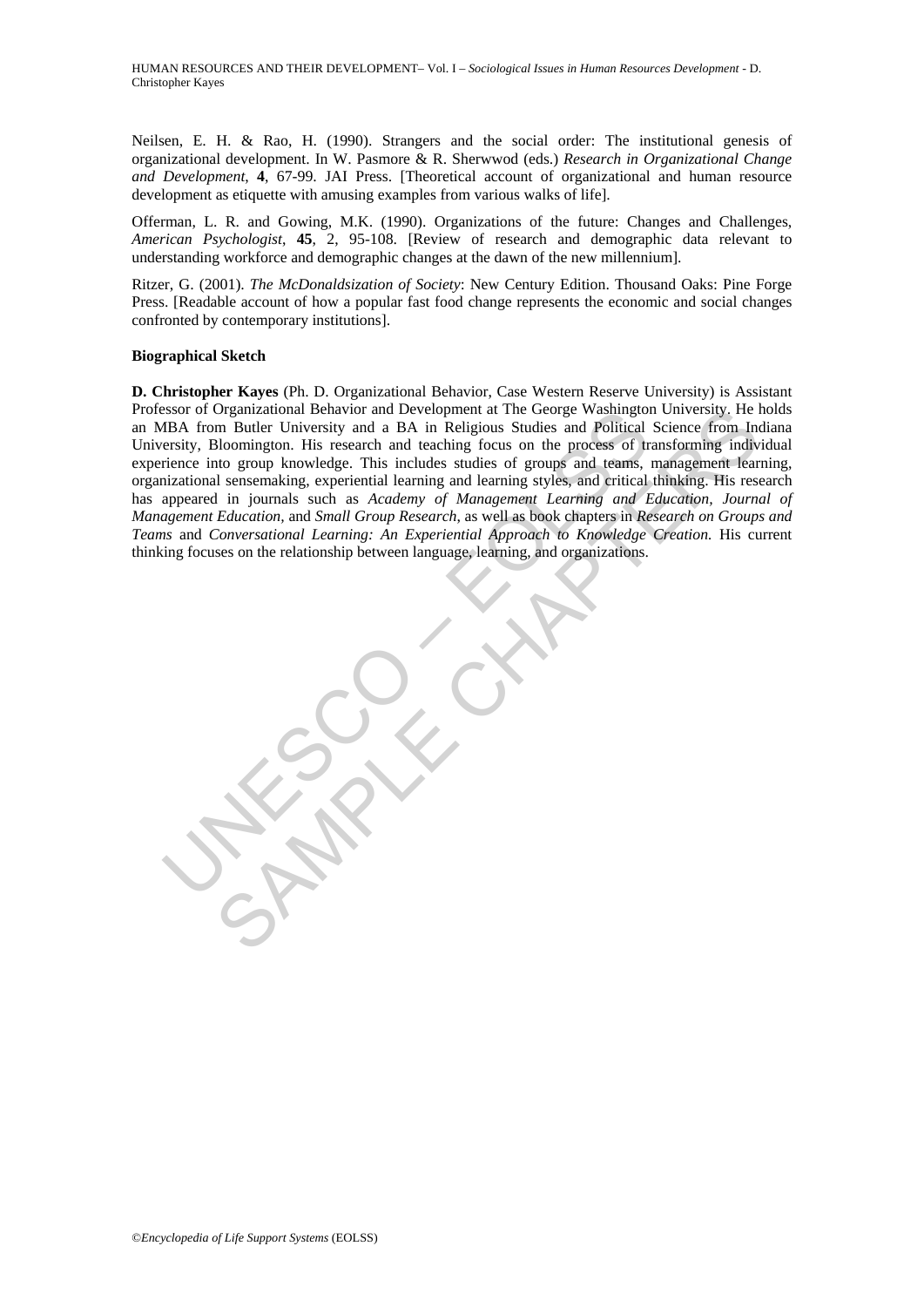Neilsen, E. H. & Rao, H. (1990). Strangers and the social order: The institutional genesis of organizational development. In W. Pasmore & R. Sherwwod (eds.) *Research in Organizational Change and Development*, **4**, 67-99. JAI Press. [Theoretical account of organizational and human resource development as etiquette with amusing examples from various walks of life].

Offerman, L. R. and Gowing, M.K. (1990). Organizations of the future: Changes and Challenges, *American Psychologist*, **45**, 2, 95-108. [Review of research and demographic data relevant to understanding workforce and demographic changes at the dawn of the new millennium].

Ritzer, G. (2001). *The McDonaldsization of Society*: New Century Edition. Thousand Oaks: Pine Forge Press. [Readable account of how a popular fast food change represents the economic and social changes confronted by contemporary institutions].

**Biographical Sketch**

**D. Christopher Kayes** (Ph. D. Organizational Behavior, Case Western Reserve University) is Assistant Professor of Organizational Behavior and Development at The George Washington University. He holds an MBA from Butler University and a BA in Religious Studies and Political Science from Indiana University, Bloomington. His research and teaching focus on the process of transforming individual experience into group knowledge. This includes studies of groups and teams, management learning, organizational sensemaking, experiential learning and learning styles, and critical thinking. His research has appeared in journals such as *Academy of Management Learning and Education*, *Journal of Management Education*, and *Small Group Research*, as well as book chapters in *Research on Groups and Teams* and *Conversational Learning: An Experiential Approach to Knowledge Creation.* His current thinking focuses on the relationship between language, learning, and organizations.